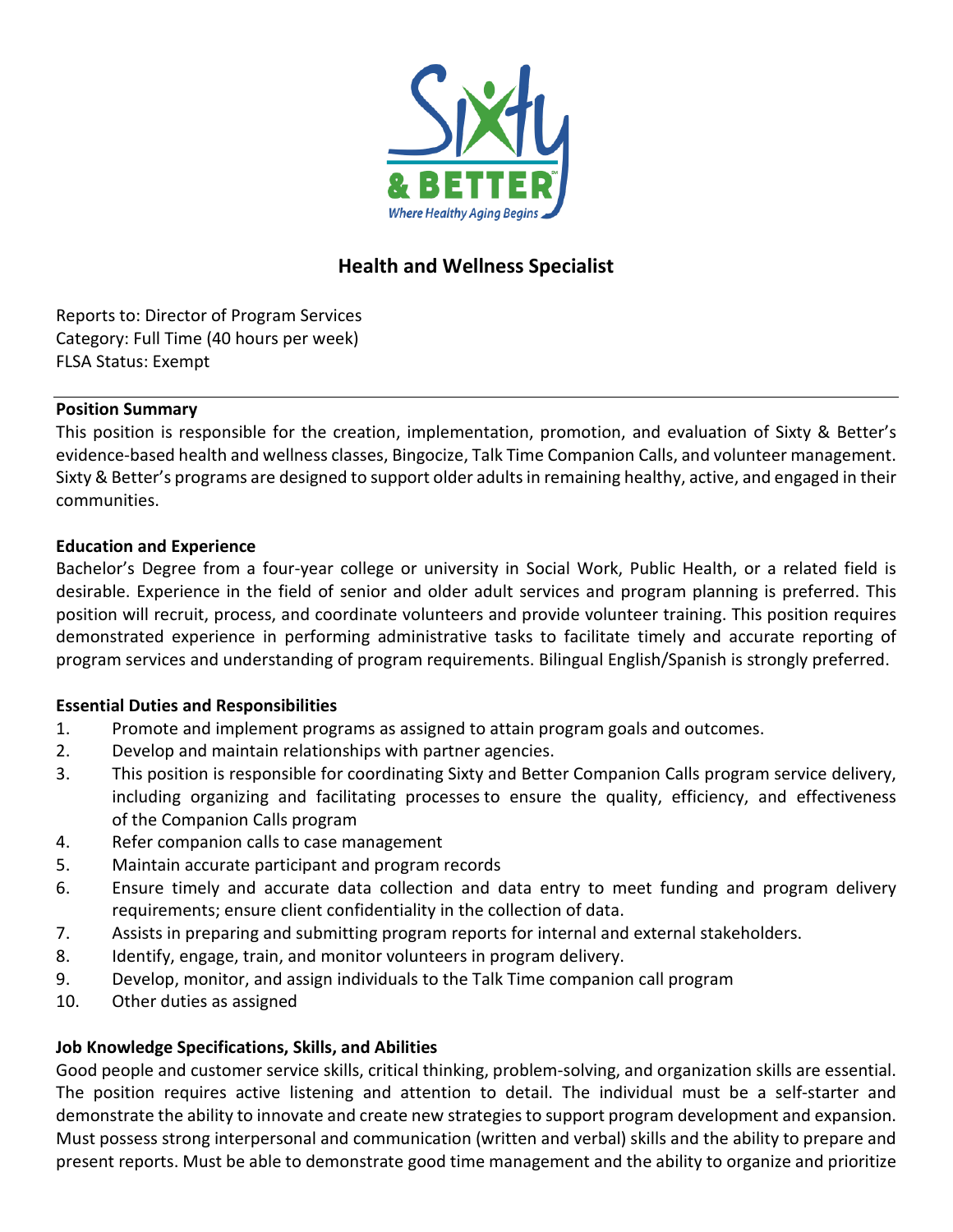# Health and Wellness Specialist

Reports to: Director of Program Services
Category: Full Time (40 hours per week)
FLSA Status: Exempt

**Position Summary**

This position is responsible for the creation, implementation, promotion, and evaluation of Sixty & Better's evidence-based health and wellness classes, Bingocize, Talk Time Companion Calls, and volunteer management. Sixty & Better's programs are designed to support older adults in remaining healthy, active, and engaged in their communities.

**Education and Experience**

Bachelor's Degree from a four-year college or university in Social Work, Public Health, or a related field is desirable. Experience in the field of senior and older adult services and program planning is preferred. This position will recruit, process, and coordinate volunteers and provide volunteer training. This position requires demonstrated experience in performing administrative tasks to facilitate timely and accurate reporting of program services and understanding of program requirements. Bilingual English/Spanish is strongly preferred.

**Essential Duties and Responsibilities**

1. Promote and implement programs as assigned to attain program goals and outcomes.
2. Develop and maintain relationships with partner agencies.
3. This position is responsible for coordinating Sixty and Better Companion Calls program service delivery, including organizing and facilitating processes to ensure the quality, efficiency, and effectiveness of the Companion Calls program
4. Refer companion calls to case management
5. Maintain accurate participant and program records
6. Ensure timely and accurate data collection and data entry to meet funding and program delivery requirements; ensure client confidentiality in the collection of data.
7. Assists in preparing and submitting program reports for internal and external stakeholders.
8. Identify, engage, train, and monitor volunteers in program delivery.
9. Develop, monitor, and assign individuals to the Talk Time companion call program
10. Other duties as assigned

**Job Knowledge Specifications, Skills, and Abilities**

Good people and customer service skills, critical thinking, problem-solving, and organization skills are essential. The position requires active listening and attention to detail. The individual must be a self-starter and demonstrate the ability to innovate and create new strategies to support program development and expansion. Must possess strong interpersonal and communication (written and verbal) skills and the ability to prepare and present reports. Must be able to demonstrate good time management and the ability to organize and prioritize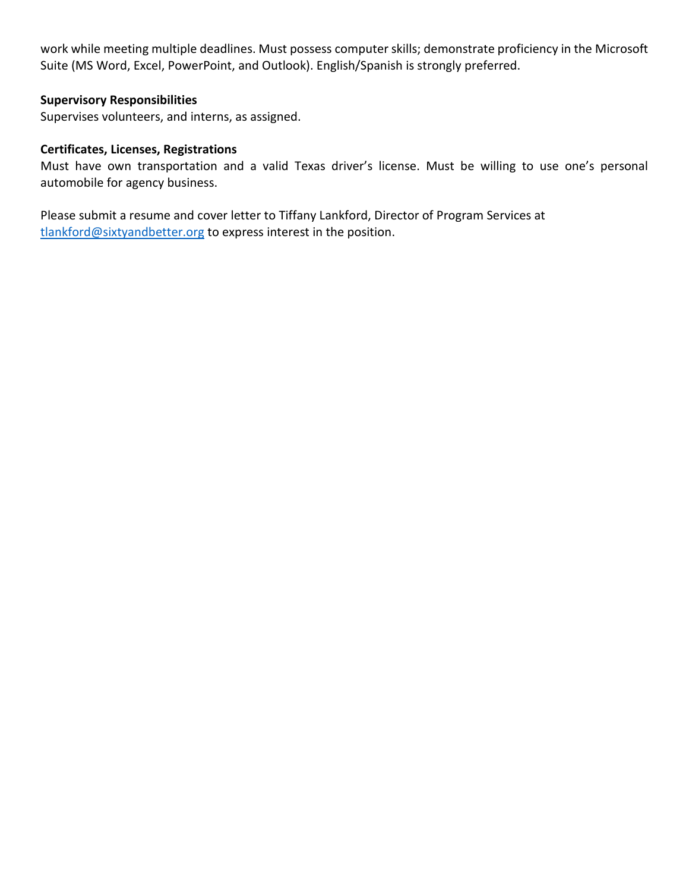work while meeting multiple deadlines. Must possess computer skills; demonstrate proficiency in the Microsoft Suite (MS Word, Excel, PowerPoint, and Outlook). English/Spanish is strongly preferred.

**Supervisory Responsibilities**

Supervises volunteers, and interns, as assigned.

**Certificates, Licenses, Registrations**

Must have own transportation and a valid Texas driver's license. Must be willing to use one's personal automobile for agency business.

Please submit a resume and cover letter to Tiffany Lankford, Director of Program Services at tlankford@sixtyandbetter.org to express interest in the position.